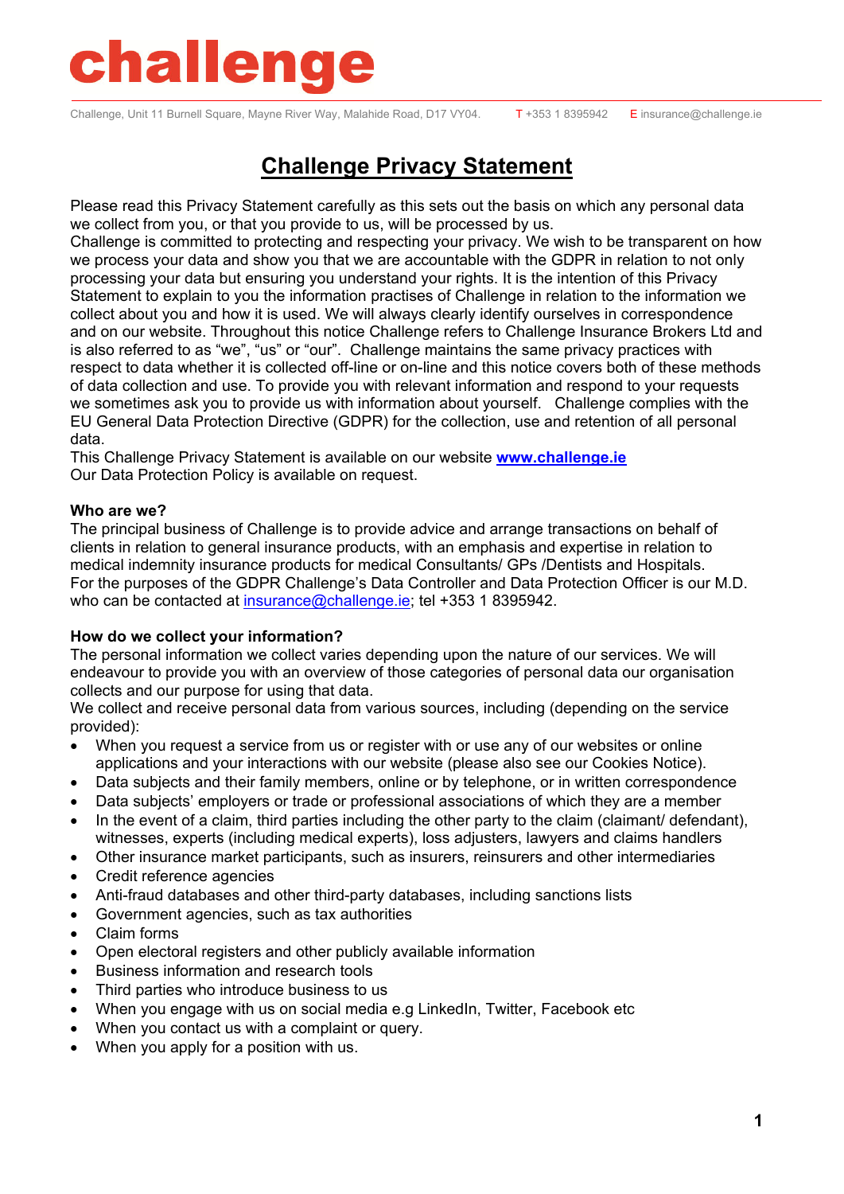# challenge

Challenge, Unit 11 Burnell Square, Mayne River Way, Malahide Road, D17 VY04. T +353 1 8395942 E insurance@challenge.ie

# Challenge Privacy Statement

Please read this Privacy Statement carefully as this sets out the basis on which any personal data we collect from you, or that you provide to us, will be processed by us.

Challenge is committed to protecting and respecting your privacy. We wish to be transparent on how we process your data and show you that we are accountable with the GDPR in relation to not only processing your data but ensuring you understand your rights. It is the intention of this Privacy Statement to explain to you the information practises of Challenge in relation to the information we collect about you and how it is used. We will always clearly identify ourselves in correspondence and on our website. Throughout this notice Challenge refers to Challenge Insurance Brokers Ltd and is also referred to as "we", "us" or "our". Challenge maintains the same privacy practices with respect to data whether it is collected off-line or on-line and this notice covers both of these methods of data collection and use. To provide you with relevant information and respond to your requests we sometimes ask you to provide us with information about yourself. Challenge complies with the EU General Data Protection Directive (GDPR) for the collection, use and retention of all personal data.

This Challenge Privacy Statement is available on our website **www.challenge.ie**

Our Data Protection Policy is available on request.

**Who are we?**

The principal business of Challenge is to provide advice and arrange transactions on behalf of clients in relation to general insurance products, with an emphasis and expertise in relation to medical indemnity insurance products for medical Consultants/ GPs /Dentists and Hospitals.

For the purposes of the GDPR Challenge's Data Controller and Data Protection Officer is our M.D. who can be contacted at insurance@challenge.ie; tel +353 1 8395942.

**How do we collect your information?**

The personal information we collect varies depending upon the nature of our services. We will endeavour to provide you with an overview of those categories of personal data our organisation collects and our purpose for using that data.

We collect and receive personal data from various sources, including (depending on the service provided):

- When you request a service from us or register with or use any of our websites or online applications and your interactions with our website (please also see our Cookies Notice).
- Data subjects and their family members, online or by telephone, or in written correspondence
- Data subjects' employers or trade or professional associations of which they are a member
- In the event of a claim, third parties including the other party to the claim (claimant/ defendant), witnesses, experts (including medical experts), loss adjusters, lawyers and claims handlers
- Other insurance market participants, such as insurers, reinsurers and other intermediaries
- Credit reference agencies
- Anti-fraud databases and other third-party databases, including sanctions lists
- Government agencies, such as tax authorities
- Claim forms
- Open electoral registers and other publicly available information
- Business information and research tools
- Third parties who introduce business to us
- When you engage with us on social media e.g LinkedIn, Twitter, Facebook etc
- When you contact us with a complaint or query.
- When you apply for a position with us.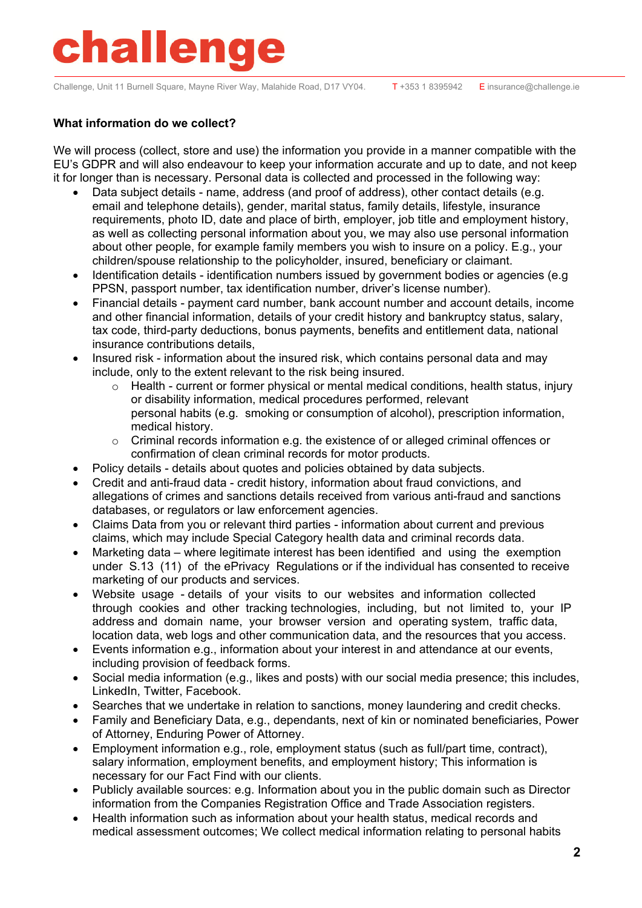**What information do we collect?**

We will process (collect, store and use) the information you provide in a manner compatible with the EU's GDPR and will also endeavour to keep your information accurate and up to date, and not keep it for longer than is necessary. Personal data is collected and processed in the following way:

- Data subject details - name, address (and proof of address), other contact details (e.g. email and telephone details), gender, marital status, family details, lifestyle, insurance requirements, photo ID, date and place of birth, employer, job title and employment history, as well as collecting personal information about you, we may also use personal information about other people, for example family members you wish to insure on a policy. E.g., your children/spouse relationship to the policyholder, insured, beneficiary or claimant.
- Identification details - identification numbers issued by government bodies or agencies (e.g PPSN, passport number, tax identification number, driver's license number).
- Financial details - payment card number, bank account number and account details, income and other financial information, details of your credit history and bankruptcy status, salary, tax code, third-party deductions, bonus payments, benefits and entitlement data, national insurance contributions details,
- Insured risk - information about the insured risk, which contains personal data and may include, only to the extent relevant to the risk being insured.
  - Health - current or former physical or mental medical conditions, health status, injury or disability information, medical procedures performed, relevant personal habits (e.g. smoking or consumption of alcohol), prescription information, medical history.
  - Criminal records information e.g. the existence of or alleged criminal offences or confirmation of clean criminal records for motor products.
- Policy details - details about quotes and policies obtained by data subjects.
- Credit and anti-fraud data - credit history, information about fraud convictions, and allegations of crimes and sanctions details received from various anti-fraud and sanctions databases, or regulators or law enforcement agencies.
- Claims Data from you or relevant third parties - information about current and previous claims, which may include Special Category health data and criminal records data.
- Marketing data – where legitimate interest has been identified and using the exemption under S.13 (11) of the ePrivacy Regulations or if the individual has consented to receive marketing of our products and services.
- Website usage - details of your visits to our websites and information collected through cookies and other tracking technologies, including, but not limited to, your IP address and domain name, your browser version and operating system, traffic data, location data, web logs and other communication data, and the resources that you access.
- Events information e.g., information about your interest in and attendance at our events, including provision of feedback forms.
- Social media information (e.g., likes and posts) with our social media presence; this includes, LinkedIn, Twitter, Facebook.
- Searches that we undertake in relation to sanctions, money laundering and credit checks.
- Family and Beneficiary Data, e.g., dependants, next of kin or nominated beneficiaries, Power of Attorney, Enduring Power of Attorney.
- Employment information e.g., role, employment status (such as full/part time, contract), salary information, employment benefits, and employment history; This information is necessary for our Fact Find with our clients.
- Publicly available sources: e.g. Information about you in the public domain such as Director information from the Companies Registration Office and Trade Association registers.
- Health information such as information about your health status, medical records and medical assessment outcomes; We collect medical information relating to personal habits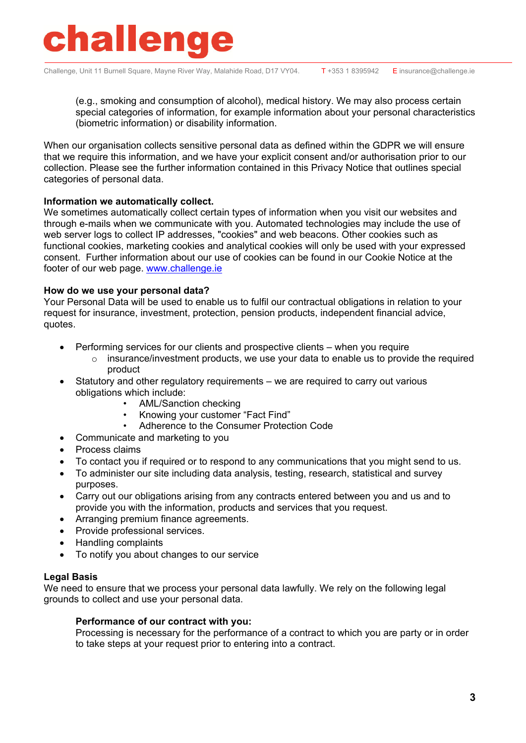(e.g., smoking and consumption of alcohol), medical history. We may also process certain special categories of information, for example information about your personal characteristics (biometric information) or disability information.

When our organisation collects sensitive personal data as defined within the GDPR we will ensure that we require this information, and we have your explicit consent and/or authorisation prior to our collection. Please see the further information contained in this Privacy Notice that outlines special categories of personal data.

**Information we automatically collect.**
We sometimes automatically collect certain types of information when you visit our websites and through e-mails when we communicate with you. Automated technologies may include the use of web server logs to collect IP addresses, "cookies" and web beacons. Other cookies such as functional cookies, marketing cookies and analytical cookies will only be used with your expressed consent. Further information about our use of cookies can be found in our Cookie Notice at the footer of our web page. [www.challenge.ie](http://www.challenge.ie)

**How do we use your personal data?**
Your Personal Data will be used to enable us to fulfil our contractual obligations in relation to your request for insurance, investment, protection, pension products, independent financial advice, quotes.

- Performing services for our clients and prospective clients – when you require
    - insurance/investment products, we use your data to enable us to provide the required product
- Statutory and other regulatory requirements – we are required to carry out various obligations which include:
    - AML/Sanction checking
    - Knowing your customer "Fact Find"
    - Adherence to the Consumer Protection Code
- Communicate and marketing to you
- Process claims
- To contact you if required or to respond to any communications that you might send to us.
- To administer our site including data analysis, testing, research, statistical and survey purposes.
- Carry out our obligations arising from any contracts entered between you and us and to provide you with the information, products and services that you request.
- Arranging premium finance agreements.
- Provide professional services.
- Handling complaints
- To notify you about changes to our service

**Legal Basis**
We need to ensure that we process your personal data lawfully. We rely on the following legal grounds to collect and use your personal data.

**Performance of our contract with you:**
Processing is necessary for the performance of a contract to which you are party or in order to take steps at your request prior to entering into a contract.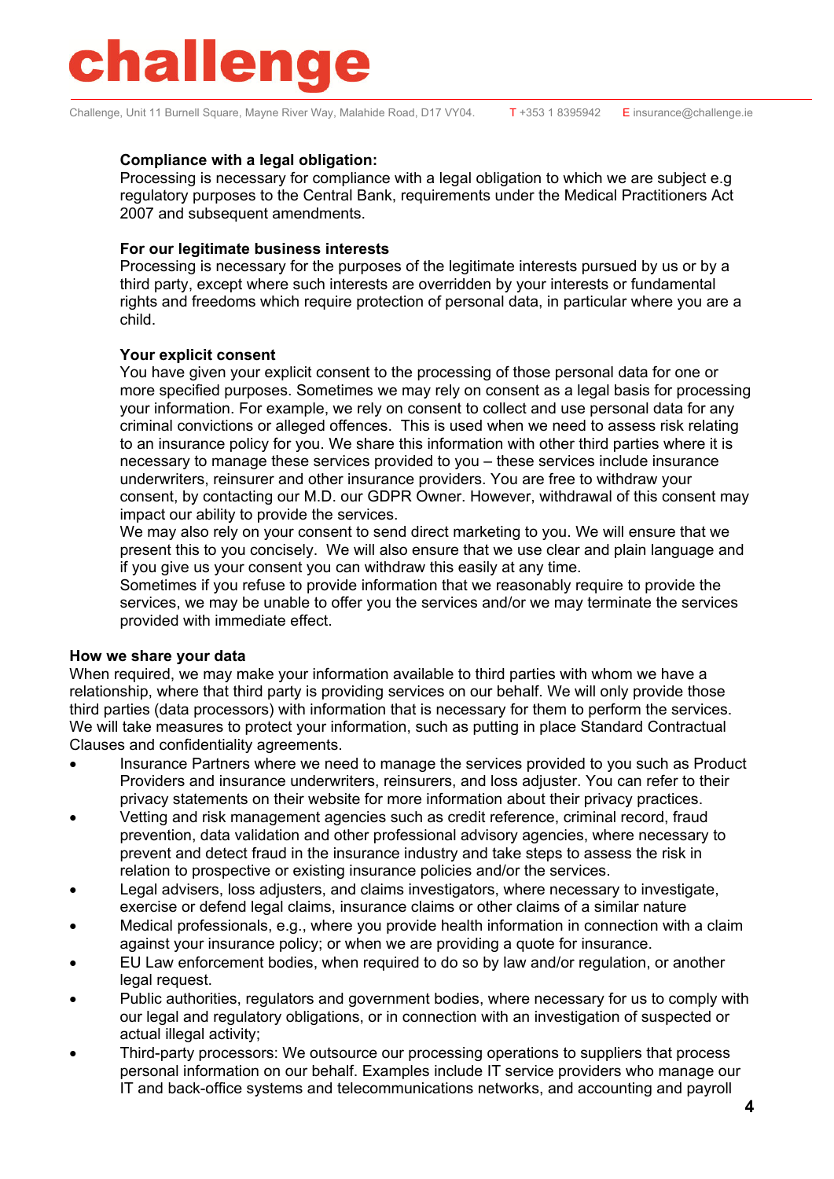**Compliance with a legal obligation:**
Processing is necessary for compliance with a legal obligation to which we are subject e.g regulatory purposes to the Central Bank, requirements under the Medical Practitioners Act 2007 and subsequent amendments.

**For our legitimate business interests**
Processing is necessary for the purposes of the legitimate interests pursued by us or by a third party, except where such interests are overridden by your interests or fundamental rights and freedoms which require protection of personal data, in particular where you are a child.

**Your explicit consent**
You have given your explicit consent to the processing of those personal data for one or more specified purposes. Sometimes we may rely on consent as a legal basis for processing your information. For example, we rely on consent to collect and use personal data for any criminal convictions or alleged offences. This is used when we need to assess risk relating to an insurance policy for you. We share this information with other third parties where it is necessary to manage these services provided to you – these services include insurance underwriters, reinsurer and other insurance providers. You are free to withdraw your consent, by contacting our M.D. our GDPR Owner. However, withdrawal of this consent may impact our ability to provide the services.
We may also rely on your consent to send direct marketing to you. We will ensure that we present this to you concisely. We will also ensure that we use clear and plain language and if you give us your consent you can withdraw this easily at any time.
Sometimes if you refuse to provide information that we reasonably require to provide the services, we may be unable to offer you the services and/or we may terminate the services provided with immediate effect.

**How we share your data**
When required, we may make your information available to third parties with whom we have a relationship, where that third party is providing services on our behalf. We will only provide those third parties (data processors) with information that is necessary for them to perform the services. We will take measures to protect your information, such as putting in place Standard Contractual Clauses and confidentiality agreements.

- Insurance Partners where we need to manage the services provided to you such as Product Providers and insurance underwriters, reinsurers, and loss adjuster. You can refer to their privacy statements on their website for more information about their privacy practices.
- Vetting and risk management agencies such as credit reference, criminal record, fraud prevention, data validation and other professional advisory agencies, where necessary to prevent and detect fraud in the insurance industry and take steps to assess the risk in relation to prospective or existing insurance policies and/or the services.
- Legal advisers, loss adjusters, and claims investigators, where necessary to investigate, exercise or defend legal claims, insurance claims or other claims of a similar nature
- Medical professionals, e.g., where you provide health information in connection with a claim against your insurance policy; or when we are providing a quote for insurance.
- EU Law enforcement bodies, when required to do so by law and/or regulation, or another legal request.
- Public authorities, regulators and government bodies, where necessary for us to comply with our legal and regulatory obligations, or in connection with an investigation of suspected or actual illegal activity;
- Third-party processors: We outsource our processing operations to suppliers that process personal information on our behalf. Examples include IT service providers who manage our IT and back-office systems and telecommunications networks, and accounting and payroll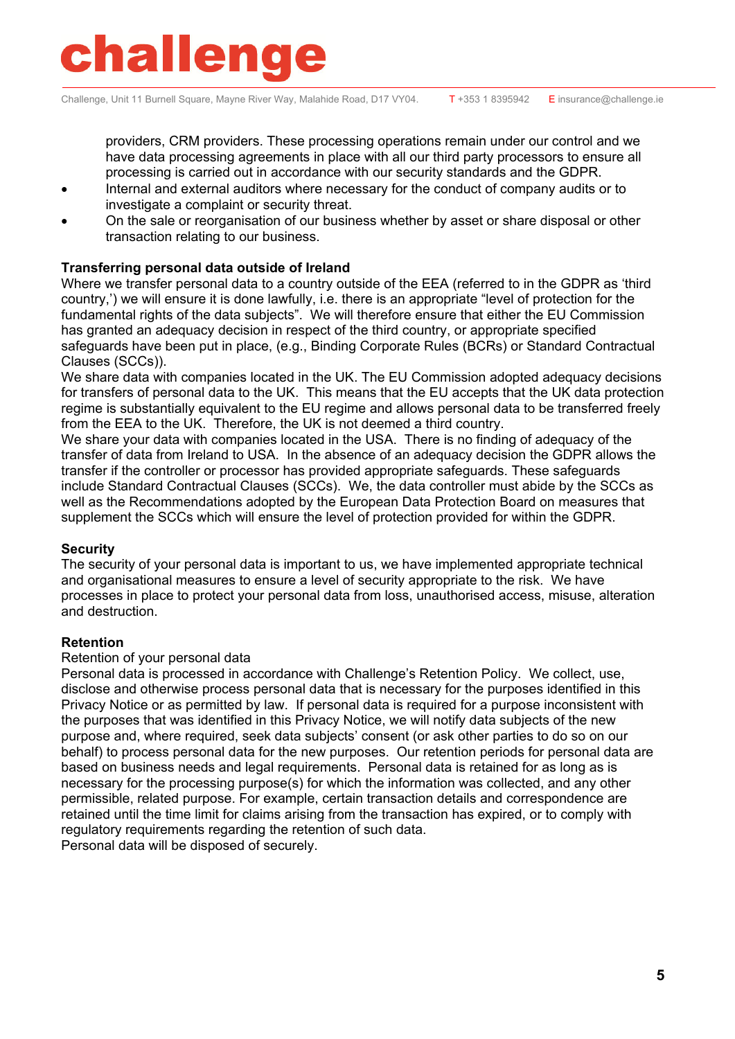providers, CRM providers. These processing operations remain under our control and we have data processing agreements in place with all our third party processors to ensure all processing is carried out in accordance with our security standards and the GDPR.

- Internal and external auditors where necessary for the conduct of company audits or to investigate a complaint or security threat.
- On the sale or reorganisation of our business whether by asset or share disposal or other transaction relating to our business.

**Transferring personal data outside of Ireland**

Where we transfer personal data to a country outside of the EEA (referred to in the GDPR as 'third country,') we will ensure it is done lawfully, i.e. there is an appropriate "level of protection for the fundamental rights of the data subjects". We will therefore ensure that either the EU Commission has granted an adequacy decision in respect of the third country, or appropriate specified safeguards have been put in place, (e.g., Binding Corporate Rules (BCRs) or Standard Contractual Clauses (SCCs)).

We share data with companies located in the UK. The EU Commission adopted adequacy decisions for transfers of personal data to the UK. This means that the EU accepts that the UK data protection regime is substantially equivalent to the EU regime and allows personal data to be transferred freely from the EEA to the UK. Therefore, the UK is not deemed a third country.

We share your data with companies located in the USA. There is no finding of adequacy of the transfer of data from Ireland to USA. In the absence of an adequacy decision the GDPR allows the transfer if the controller or processor has provided appropriate safeguards. These safeguards include Standard Contractual Clauses (SCCs). We, the data controller must abide by the SCCs as well as the Recommendations adopted by the European Data Protection Board on measures that supplement the SCCs which will ensure the level of protection provided for within the GDPR.

**Security**

The security of your personal data is important to us, we have implemented appropriate technical and organisational measures to ensure a level of security appropriate to the risk. We have processes in place to protect your personal data from loss, unauthorised access, misuse, alteration and destruction.

**Retention**

Retention of your personal data

Personal data is processed in accordance with Challenge's Retention Policy. We collect, use, disclose and otherwise process personal data that is necessary for the purposes identified in this Privacy Notice or as permitted by law. If personal data is required for a purpose inconsistent with the purposes that was identified in this Privacy Notice, we will notify data subjects of the new purpose and, where required, seek data subjects' consent (or ask other parties to do so on our behalf) to process personal data for the new purposes. Our retention periods for personal data are based on business needs and legal requirements. Personal data is retained for as long as is necessary for the processing purpose(s) for which the information was collected, and any other permissible, related purpose. For example, certain transaction details and correspondence are retained until the time limit for claims arising from the transaction has expired, or to comply with regulatory requirements regarding the retention of such data.

Personal data will be disposed of securely.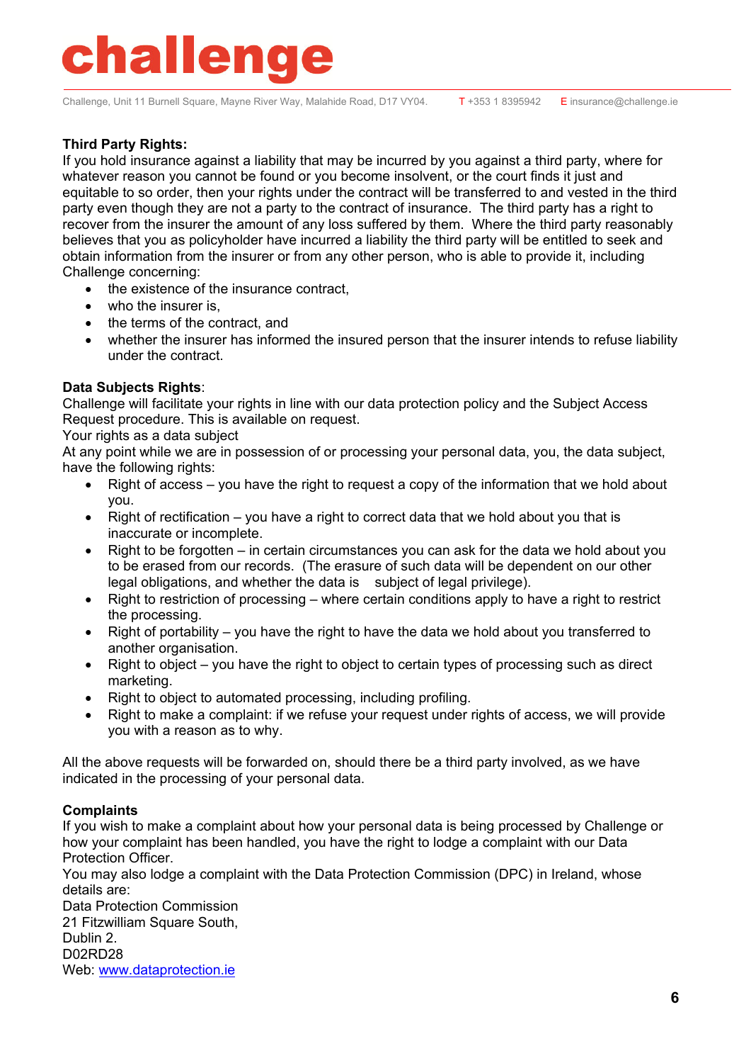**Third Party Rights:**

If you hold insurance against a liability that may be incurred by you against a third party, where for whatever reason you cannot be found or you become insolvent, or the court finds it just and equitable to so order, then your rights under the contract will be transferred to and vested in the third party even though they are not a party to the contract of insurance. The third party has a right to recover from the insurer the amount of any loss suffered by them. Where the third party reasonably believes that you as policyholder have incurred a liability the third party will be entitled to seek and obtain information from the insurer or from any other person, who is able to provide it, including Challenge concerning:

- the existence of the insurance contract,
- who the insurer is,
- the terms of the contract, and
- whether the insurer has informed the insured person that the insurer intends to refuse liability under the contract.

**Data Subjects Rights**:

Challenge will facilitate your rights in line with our data protection policy and the Subject Access Request procedure. This is available on request.

Your rights as a data subject

At any point while we are in possession of or processing your personal data, you, the data subject, have the following rights:

- Right of access – you have the right to request a copy of the information that we hold about you.
- Right of rectification – you have a right to correct data that we hold about you that is inaccurate or incomplete.
- Right to be forgotten – in certain circumstances you can ask for the data we hold about you to be erased from our records. (The erasure of such data will be dependent on our other legal obligations, and whether the data is subject of legal privilege).
- Right to restriction of processing – where certain conditions apply to have a right to restrict the processing.
- Right of portability – you have the right to have the data we hold about you transferred to another organisation.
- Right to object – you have the right to object to certain types of processing such as direct marketing.
- Right to object to automated processing, including profiling.
- Right to make a complaint: if we refuse your request under rights of access, we will provide you with a reason as to why.

All the above requests will be forwarded on, should there be a third party involved, as we have indicated in the processing of your personal data.

**Complaints**

If you wish to make a complaint about how your personal data is being processed by Challenge or how your complaint has been handled, you have the right to lodge a complaint with our Data Protection Officer.

You may also lodge a complaint with the Data Protection Commission (DPC) in Ireland, whose details are:

Data Protection Commission
21 Fitzwilliam Square South,
Dublin 2.
D02RD28
Web: [www.dataprotection.ie](http://www.dataprotection.ie)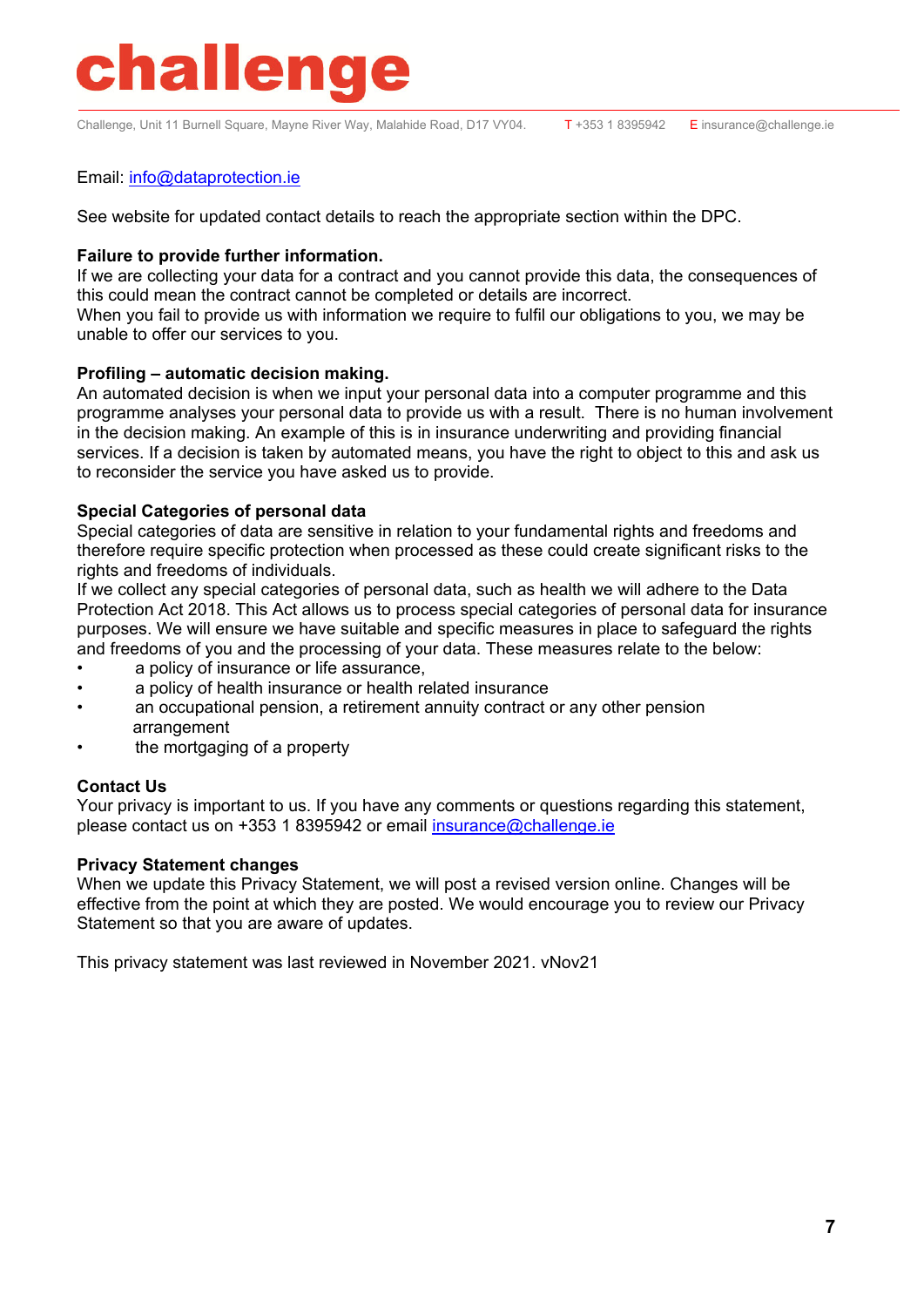Email: info@dataprotection.ie

See website for updated contact details to reach the appropriate section within the DPC.

**Failure to provide further information.**
If we are collecting your data for a contract and you cannot provide this data, the consequences of this could mean the contract cannot be completed or details are incorrect.
When you fail to provide us with information we require to fulfil our obligations to you, we may be unable to offer our services to you.

**Profiling – automatic decision making.**
An automated decision is when we input your personal data into a computer programme and this programme analyses your personal data to provide us with a result. There is no human involvement in the decision making. An example of this is in insurance underwriting and providing financial services. If a decision is taken by automated means, you have the right to object to this and ask us to reconsider the service you have asked us to provide.

**Special Categories of personal data**
Special categories of data are sensitive in relation to your fundamental rights and freedoms and therefore require specific protection when processed as these could create significant risks to the rights and freedoms of individuals.
If we collect any special categories of personal data, such as health we will adhere to the Data Protection Act 2018. This Act allows us to process special categories of personal data for insurance purposes. We will ensure we have suitable and specific measures in place to safeguard the rights and freedoms of you and the processing of your data. These measures relate to the below:

- a policy of insurance or life assurance,
- a policy of health insurance or health related insurance
- an occupational pension, a retirement annuity contract or any other pension arrangement
- the mortgaging of a property

**Contact Us**
Your privacy is important to us. If you have any comments or questions regarding this statement, please contact us on +353 1 8395942 or email insurance@challenge.ie

**Privacy Statement changes**
When we update this Privacy Statement, we will post a revised version online. Changes will be effective from the point at which they are posted. We would encourage you to review our Privacy Statement so that you are aware of updates.

This privacy statement was last reviewed in November 2021. vNov21